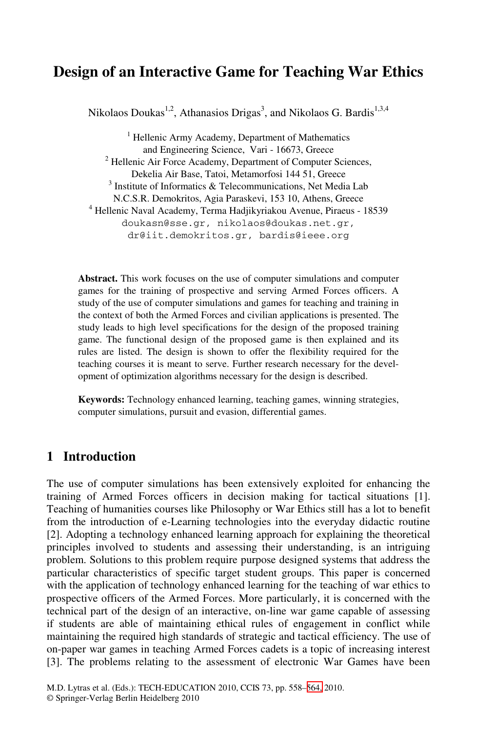# Design of an Interactive Game for Teaching War Ethics

Nikolaos Doukas[1,2], Athanasios Drigas[3], and Nikolaos G. Bardis[1,3,4]

[1] Hellenic Army Academy, Department of Mathematics and Engineering Science, Vari - 16673, Greece
[2] Hellenic Air Force Academy, Department of Computer Sciences, Dekelia Air Base, Tatoi, Metamorfosi 144 51, Greece
[3] Institute of Informatics & Telecommunications, Net Media Lab N.C.S.R. Demokritos, Agia Paraskevi, 153 10, Athens, Greece
[4] Hellenic Naval Academy, Terma Hadjikyriakou Avenue, Piraeus - 18539

doukasn@sse.gr, nikolaos@doukas.net.gr, dr@iit.demokritos.gr, bardis@ieee.org

**Abstract.** This work focuses on the use of computer simulations and computer games for the training of prospective and serving Armed Forces officers. A study of the use of computer simulations and games for teaching and training in the context of both the Armed Forces and civilian applications is presented. The study leads to high level specifications for the design of the proposed training game. The functional design of the proposed game is then explained and its rules are listed. The design is shown to offer the flexibility required for the teaching courses it is meant to serve. Further research necessary for the development of optimization algorithms necessary for the design is described.

**Keywords:** Technology enhanced learning, teaching games, winning strategies, computer simulations, pursuit and evasion, differential games.

## 1 Introduction

The use of computer simulations has been extensively exploited for enhancing the training of Armed Forces officers in decision making for tactical situations [1]. Teaching of humanities courses like Philosophy or War Ethics still has a lot to benefit from the introduction of e-Learning technologies into the everyday didactic routine [2]. Adopting a technology enhanced learning approach for explaining the theoretical principles involved to students and assessing their understanding, is an intriguing problem. Solutions to this problem require purpose designed systems that address the particular characteristics of specific target student groups. This paper is concerned with the application of technology enhanced learning for the teaching of war ethics to prospective officers of the Armed Forces. More particularly, it is concerned with the technical part of the design of an interactive, on-line war game capable of assessing if students are able of maintaining ethical rules of engagement in conflict while maintaining the required high standards of strategic and tactical efficiency. The use of on-paper war games in teaching Armed Forces cadets is a topic of increasing interest [3]. The problems relating to the assessment of electronic War Games have been

M.D. Lytras et al. (Eds.): TECH-EDUCATION 2010, CCIS 73, pp. 558–564, 2010.
© Springer-Verlag Berlin Heidelberg 2010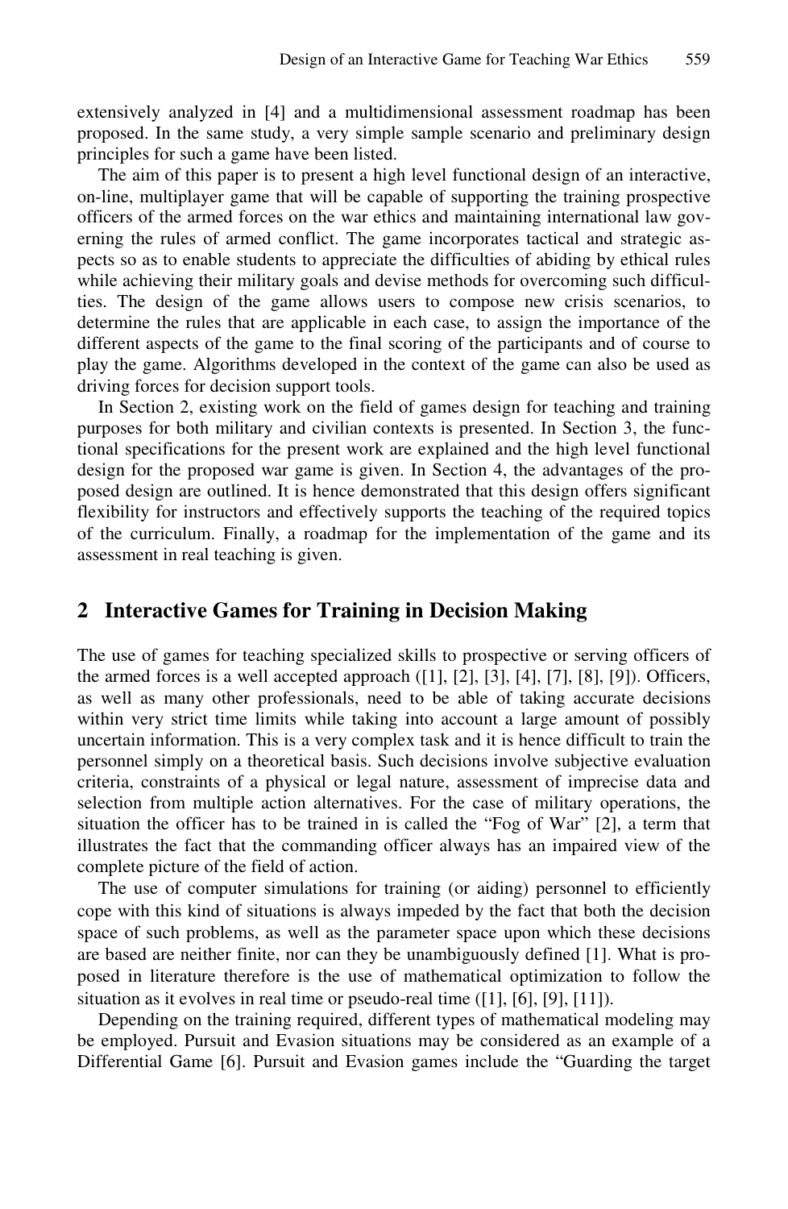extensively analyzed in [4] and a multidimensional assessment roadmap has been proposed. In the same study, a very simple sample scenario and preliminary design principles for such a game have been listed.

The aim of this paper is to present a high level functional design of an interactive, on-line, multiplayer game that will be capable of supporting the training prospective officers of the armed forces on the war ethics and maintaining international law governing the rules of armed conflict. The game incorporates tactical and strategic aspects so as to enable students to appreciate the difficulties of abiding by ethical rules while achieving their military goals and devise methods for overcoming such difficulties. The design of the game allows users to compose new crisis scenarios, to determine the rules that are applicable in each case, to assign the importance of the different aspects of the game to the final scoring of the participants and of course to play the game. Algorithms developed in the context of the game can also be used as driving forces for decision support tools.

In Section 2, existing work on the field of games design for teaching and training purposes for both military and civilian contexts is presented. In Section 3, the functional specifications for the present work are explained and the high level functional design for the proposed war game is given. In Section 4, the advantages of the proposed design are outlined. It is hence demonstrated that this design offers significant flexibility for instructors and effectively supports the teaching of the required topics of the curriculum. Finally, a roadmap for the implementation of the game and its assessment in real teaching is given.

## 2 Interactive Games for Training in Decision Making

The use of games for teaching specialized skills to prospective or serving officers of the armed forces is a well accepted approach ([1], [2], [3], [4], [7], [8], [9]). Officers, as well as many other professionals, need to be able of taking accurate decisions within very strict time limits while taking into account a large amount of possibly uncertain information. This is a very complex task and it is hence difficult to train the personnel simply on a theoretical basis. Such decisions involve subjective evaluation criteria, constraints of a physical or legal nature, assessment of imprecise data and selection from multiple action alternatives. For the case of military operations, the situation the officer has to be trained in is called the "Fog of War" [2], a term that illustrates the fact that the commanding officer always has an impaired view of the complete picture of the field of action.

The use of computer simulations for training (or aiding) personnel to efficiently cope with this kind of situations is always impeded by the fact that both the decision space of such problems, as well as the parameter space upon which these decisions are based are neither finite, nor can they be unambiguously defined [1]. What is proposed in literature therefore is the use of mathematical optimization to follow the situation as it evolves in real time or pseudo-real time ([1], [6], [9], [11]).

Depending on the training required, different types of mathematical modeling may be employed. Pursuit and Evasion situations may be considered as an example of a Differential Game [6]. Pursuit and Evasion games include the "Guarding the target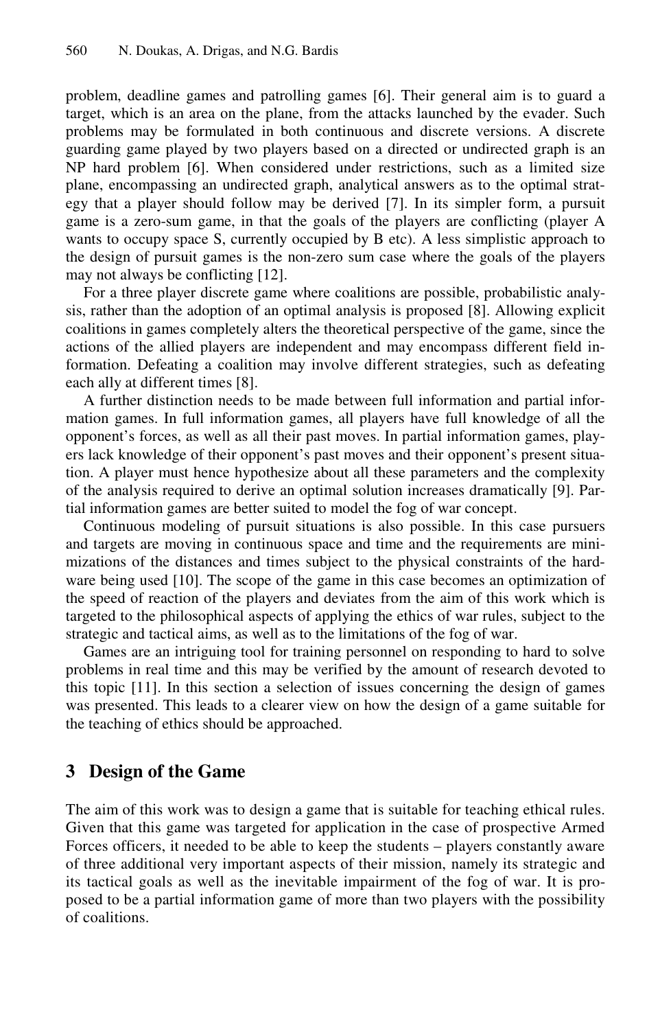problem, deadline games and patrolling games [6]. Their general aim is to guard a target, which is an area on the plane, from the attacks launched by the evader. Such problems may be formulated in both continuous and discrete versions. A discrete guarding game played by two players based on a directed or undirected graph is an NP hard problem [6]. When considered under restrictions, such as a limited size plane, encompassing an undirected graph, analytical answers as to the optimal strategy that a player should follow may be derived [7]. In its simpler form, a pursuit game is a zero-sum game, in that the goals of the players are conflicting (player A wants to occupy space S, currently occupied by B etc). A less simplistic approach to the design of pursuit games is the non-zero sum case where the goals of the players may not always be conflicting [12].

For a three player discrete game where coalitions are possible, probabilistic analysis, rather than the adoption of an optimal analysis is proposed [8]. Allowing explicit coalitions in games completely alters the theoretical perspective of the game, since the actions of the allied players are independent and may encompass different field information. Defeating a coalition may involve different strategies, such as defeating each ally at different times [8].

A further distinction needs to be made between full information and partial information games. In full information games, all players have full knowledge of all the opponent's forces, as well as all their past moves. In partial information games, players lack knowledge of their opponent's past moves and their opponent's present situation. A player must hence hypothesize about all these parameters and the complexity of the analysis required to derive an optimal solution increases dramatically [9]. Partial information games are better suited to model the fog of war concept.

Continuous modeling of pursuit situations is also possible. In this case pursuers and targets are moving in continuous space and time and the requirements are minimizations of the distances and times subject to the physical constraints of the hardware being used [10]. The scope of the game in this case becomes an optimization of the speed of reaction of the players and deviates from the aim of this work which is targeted to the philosophical aspects of applying the ethics of war rules, subject to the strategic and tactical aims, as well as to the limitations of the fog of war.

Games are an intriguing tool for training personnel on responding to hard to solve problems in real time and this may be verified by the amount of research devoted to this topic [11]. In this section a selection of issues concerning the design of games was presented. This leads to a clearer view on how the design of a game suitable for the teaching of ethics should be approached.

## 3 Design of the Game

The aim of this work was to design a game that is suitable for teaching ethical rules. Given that this game was targeted for application in the case of prospective Armed Forces officers, it needed to be able to keep the students – players constantly aware of three additional very important aspects of their mission, namely its strategic and its tactical goals as well as the inevitable impairment of the fog of war. It is proposed to be a partial information game of more than two players with the possibility of coalitions.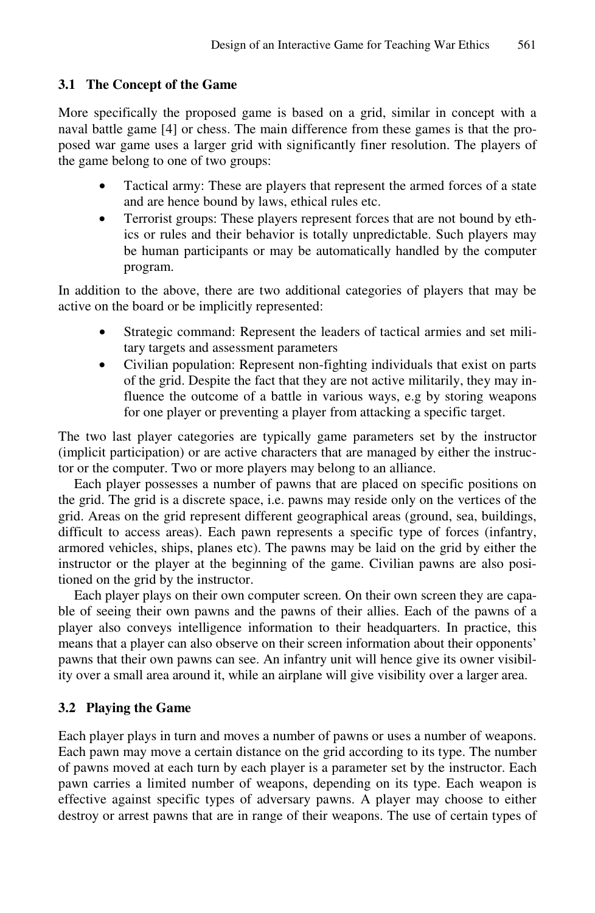### 3.1 The Concept of the Game

More specifically the proposed game is based on a grid, similar in concept with a naval battle game [4] or chess. The main difference from these games is that the proposed war game uses a larger grid with significantly finer resolution. The players of the game belong to one of two groups:

- Tactical army: These are players that represent the armed forces of a state and are hence bound by laws, ethical rules etc.
- Terrorist groups: These players represent forces that are not bound by ethics or rules and their behavior is totally unpredictable. Such players may be human participants or may be automatically handled by the computer program.

In addition to the above, there are two additional categories of players that may be active on the board or be implicitly represented:

- Strategic command: Represent the leaders of tactical armies and set military targets and assessment parameters
- Civilian population: Represent non-fighting individuals that exist on parts of the grid. Despite the fact that they are not active militarily, they may influence the outcome of a battle in various ways, e.g by storing weapons for one player or preventing a player from attacking a specific target.

The two last player categories are typically game parameters set by the instructor (implicit participation) or are active characters that are managed by either the instructor or the computer. Two or more players may belong to an alliance.

Each player possesses a number of pawns that are placed on specific positions on the grid. The grid is a discrete space, i.e. pawns may reside only on the vertices of the grid. Areas on the grid represent different geographical areas (ground, sea, buildings, difficult to access areas). Each pawn represents a specific type of forces (infantry, armored vehicles, ships, planes etc). The pawns may be laid on the grid by either the instructor or the player at the beginning of the game. Civilian pawns are also positioned on the grid by the instructor.

Each player plays on their own computer screen. On their own screen they are capable of seeing their own pawns and the pawns of their allies. Each of the pawns of a player also conveys intelligence information to their headquarters. In practice, this means that a player can also observe on their screen information about their opponents' pawns that their own pawns can see. An infantry unit will hence give its owner visibility over a small area around it, while an airplane will give visibility over a larger area.

### 3.2 Playing the Game

Each player plays in turn and moves a number of pawns or uses a number of weapons. Each pawn may move a certain distance on the grid according to its type. The number of pawns moved at each turn by each player is a parameter set by the instructor. Each pawn carries a limited number of weapons, depending on its type. Each weapon is effective against specific types of adversary pawns. A player may choose to either destroy or arrest pawns that are in range of their weapons. The use of certain types of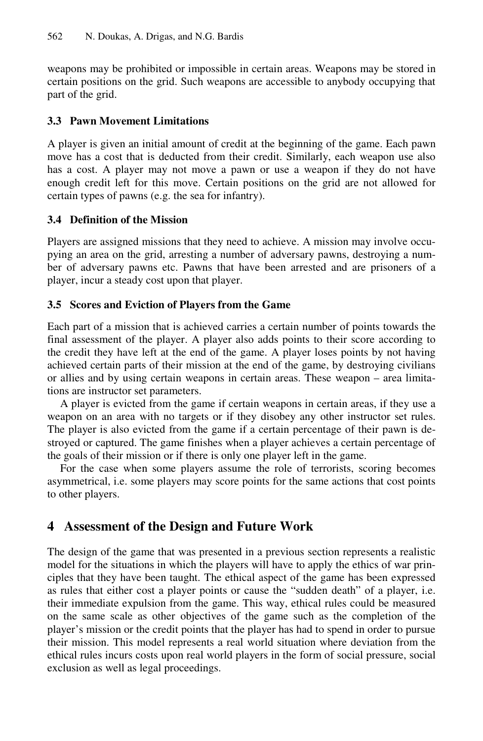weapons may be prohibited or impossible in certain areas. Weapons may be stored in certain positions on the grid. Such weapons are accessible to anybody occupying that part of the grid.

### 3.3 Pawn Movement Limitations

A player is given an initial amount of credit at the beginning of the game. Each pawn move has a cost that is deducted from their credit. Similarly, each weapon use also has a cost. A player may not move a pawn or use a weapon if they do not have enough credit left for this move. Certain positions on the grid are not allowed for certain types of pawns (e.g. the sea for infantry).

### 3.4 Definition of the Mission

Players are assigned missions that they need to achieve. A mission may involve occupying an area on the grid, arresting a number of adversary pawns, destroying a number of adversary pawns etc. Pawns that have been arrested and are prisoners of a player, incur a steady cost upon that player.

### 3.5 Scores and Eviction of Players from the Game

Each part of a mission that is achieved carries a certain number of points towards the final assessment of the player. A player also adds points to their score according to the credit they have left at the end of the game. A player loses points by not having achieved certain parts of their mission at the end of the game, by destroying civilians or allies and by using certain weapons in certain areas. These weapon – area limitations are instructor set parameters.

A player is evicted from the game if certain weapons in certain areas, if they use a weapon on an area with no targets or if they disobey any other instructor set rules. The player is also evicted from the game if a certain percentage of their pawn is destroyed or captured. The game finishes when a player achieves a certain percentage of the goals of their mission or if there is only one player left in the game.

For the case when some players assume the role of terrorists, scoring becomes asymmetrical, i.e. some players may score points for the same actions that cost points to other players.

## 4 Assessment of the Design and Future Work

The design of the game that was presented in a previous section represents a realistic model for the situations in which the players will have to apply the ethics of war principles that they have been taught. The ethical aspect of the game has been expressed as rules that either cost a player points or cause the "sudden death" of a player, i.e. their immediate expulsion from the game. This way, ethical rules could be measured on the same scale as other objectives of the game such as the completion of the player's mission or the credit points that the player has had to spend in order to pursue their mission. This model represents a real world situation where deviation from the ethical rules incurs costs upon real world players in the form of social pressure, social exclusion as well as legal proceedings.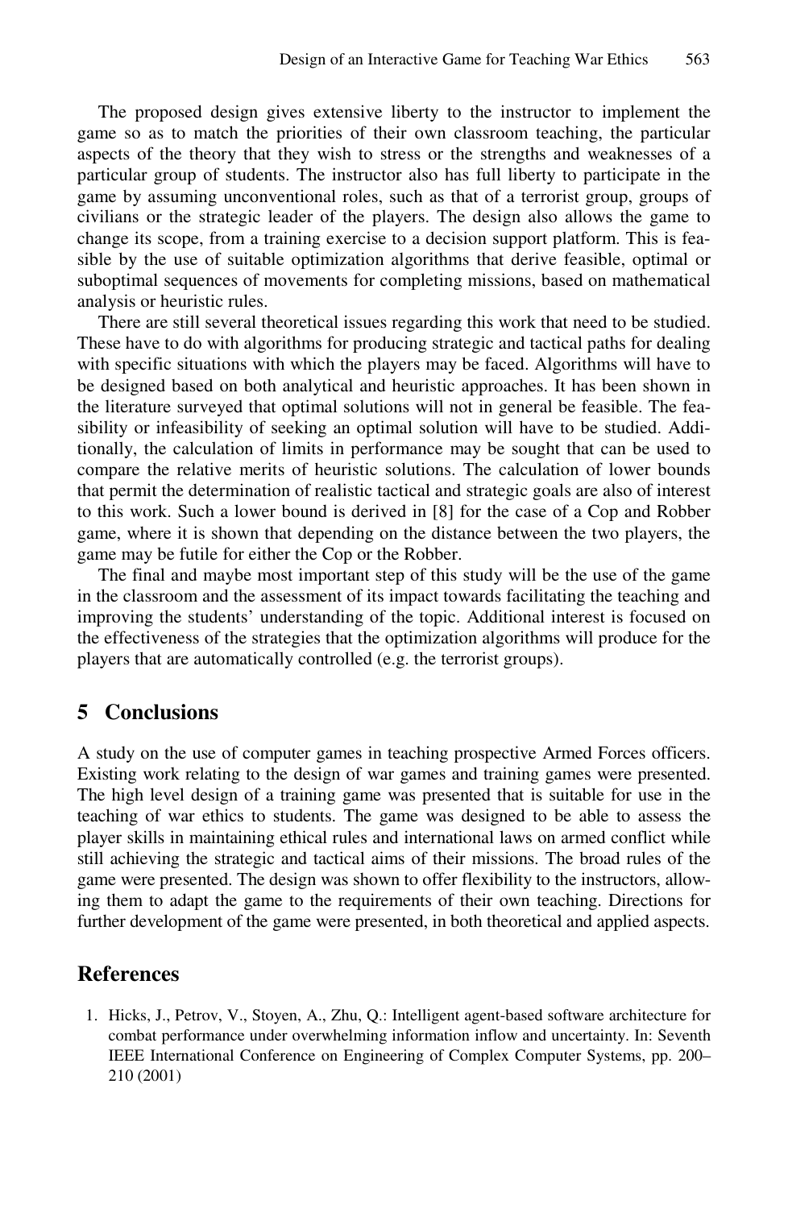The proposed design gives extensive liberty to the instructor to implement the game so as to match the priorities of their own classroom teaching, the particular aspects of the theory that they wish to stress or the strengths and weaknesses of a particular group of students. The instructor also has full liberty to participate in the game by assuming unconventional roles, such as that of a terrorist group, groups of civilians or the strategic leader of the players. The design also allows the game to change its scope, from a training exercise to a decision support platform. This is feasible by the use of suitable optimization algorithms that derive feasible, optimal or suboptimal sequences of movements for completing missions, based on mathematical analysis or heuristic rules.

There are still several theoretical issues regarding this work that need to be studied. These have to do with algorithms for producing strategic and tactical paths for dealing with specific situations with which the players may be faced. Algorithms will have to be designed based on both analytical and heuristic approaches. It has been shown in the literature surveyed that optimal solutions will not in general be feasible. The feasibility or infeasibility of seeking an optimal solution will have to be studied. Additionally, the calculation of limits in performance may be sought that can be used to compare the relative merits of heuristic solutions. The calculation of lower bounds that permit the determination of realistic tactical and strategic goals are also of interest to this work. Such a lower bound is derived in [8] for the case of a Cop and Robber game, where it is shown that depending on the distance between the two players, the game may be futile for either the Cop or the Robber.

The final and maybe most important step of this study will be the use of the game in the classroom and the assessment of its impact towards facilitating the teaching and improving the students' understanding of the topic. Additional interest is focused on the effectiveness of the strategies that the optimization algorithms will produce for the players that are automatically controlled (e.g. the terrorist groups).

## 5 Conclusions

A study on the use of computer games in teaching prospective Armed Forces officers. Existing work relating to the design of war games and training games were presented. The high level design of a training game was presented that is suitable for use in the teaching of war ethics to students. The game was designed to be able to assess the player skills in maintaining ethical rules and international laws on armed conflict while still achieving the strategic and tactical aims of their missions. The broad rules of the game were presented. The design was shown to offer flexibility to the instructors, allowing them to adapt the game to the requirements of their own teaching. Directions for further development of the game were presented, in both theoretical and applied aspects.

## References

1. Hicks, J., Petrov, V., Stoyen, A., Zhu, Q.: Intelligent agent-based software architecture for combat performance under overwhelming information inflow and uncertainty. In: Seventh IEEE International Conference on Engineering of Complex Computer Systems, pp. 200–210 (2001)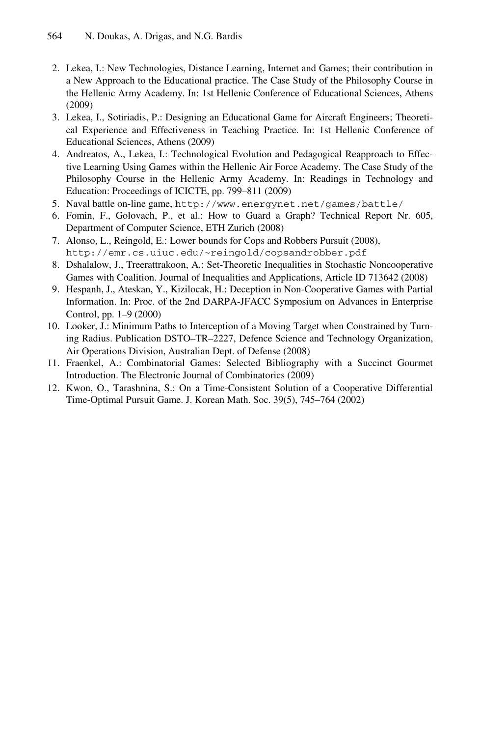2. Lekea, I.: New Technologies, Distance Learning, Internet and Games; their contribution in a New Approach to the Educational practice. The Case Study of the Philosophy Course in the Hellenic Army Academy. In: 1st Hellenic Conference of Educational Sciences, Athens (2009)
3. Lekea, I., Sotiriadis, P.: Designing an Educational Game for Aircraft Engineers; Theoretical Experience and Effectiveness in Teaching Practice. In: 1st Hellenic Conference of Educational Sciences, Athens (2009)
4. Andreatos, A., Lekea, I.: Technological Evolution and Pedagogical Reapproach to Effective Learning Using Games within the Hellenic Air Force Academy. The Case Study of the Philosophy Course in the Hellenic Army Academy. In: Readings in Technology and Education: Proceedings of ICICTE, pp. 799–811 (2009)
5. Naval battle on-line game, `http://www.energynet.net/games/battle/`
6. Fomin, F., Golovach, P., et al.: How to Guard a Graph? Technical Report Nr. 605, Department of Computer Science, ETH Zurich (2008)
7. Alonso, L., Reingold, E.: Lower bounds for Cops and Robbers Pursuit (2008), `http://emr.cs.uiuc.edu/~reingold/copsandrobber.pdf`
8. Dshalalow, J., Treerattrakoon, A.: Set-Theoretic Inequalities in Stochastic Noncooperative Games with Coalition. Journal of Inequalities and Applications, Article ID 713642 (2008)
9. Hespanh, J., Ateskan, Y., Kizilocak, H.: Deception in Non-Cooperative Games with Partial Information. In: Proc. of the 2nd DARPA-JFACC Symposium on Advances in Enterprise Control, pp. 1–9 (2000)
10. Looker, J.: Minimum Paths to Interception of a Moving Target when Constrained by Turning Radius. Publication DSTO–TR–2227, Defence Science and Technology Organization, Air Operations Division, Australian Dept. of Defense (2008)
11. Fraenkel, A.: Combinatorial Games: Selected Bibliography with a Succinct Gourmet Introduction. The Electronic Journal of Combinatorics (2009)
12. Kwon, O., Tarashnina, S.: On a Time-Consistent Solution of a Cooperative Differential Time-Optimal Pursuit Game. J. Korean Math. Soc. 39(5), 745–764 (2002)